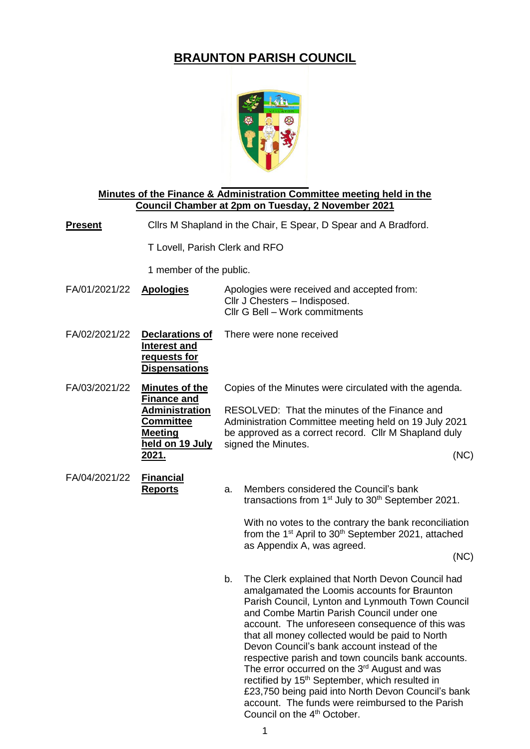# BRAUNTON PARISH COUNCIL

**Minutes of the Finance & Administration Committee meeting held in the Council Chamber at 2pm on Tuesday, 2 November 2021**

**Present** Cllrs M Shapland in the Chair, E Spear, D Spear and A Bradford.

T Lovell, Parish Clerk and RFO

1 member of the public.

FA/01/2021/22 **Apologies**

Apologies were received and accepted from:
Cllr J Chesters – Indisposed.
Cllr G Bell – Work commitments

FA/02/2021/22 **Declarations of Interest and requests for Dispensations**

There were none received

FA/03/2021/22 **Minutes of the Finance and Administration Committee Meeting held on 19 July 2021.**

Copies of the Minutes were circulated with the agenda.

RESOLVED: That the minutes of the Finance and Administration Committee meeting held on 19 July 2021 be approved as a correct record. Cllr M Shapland duly signed the Minutes.

(NC)

FA/04/2021/22 **Financial Reports**

a. Members considered the Council's bank transactions from 1st July to 30th September 2021.

With no votes to the contrary the bank reconciliation from the 1st April to 30th September 2021, attached as Appendix A, was agreed.

(NC)

b. The Clerk explained that North Devon Council had amalgamated the Loomis accounts for Braunton Parish Council, Lynton and Lynmouth Town Council and Combe Martin Parish Council under one account. The unforeseen consequence of this was that all money collected would be paid to North Devon Council's bank account instead of the respective parish and town councils bank accounts. The error occurred on the 3rd August and was rectified by 15th September, which resulted in £23,750 being paid into North Devon Council's bank account. The funds were reimbursed to the Parish Council on the 4th October.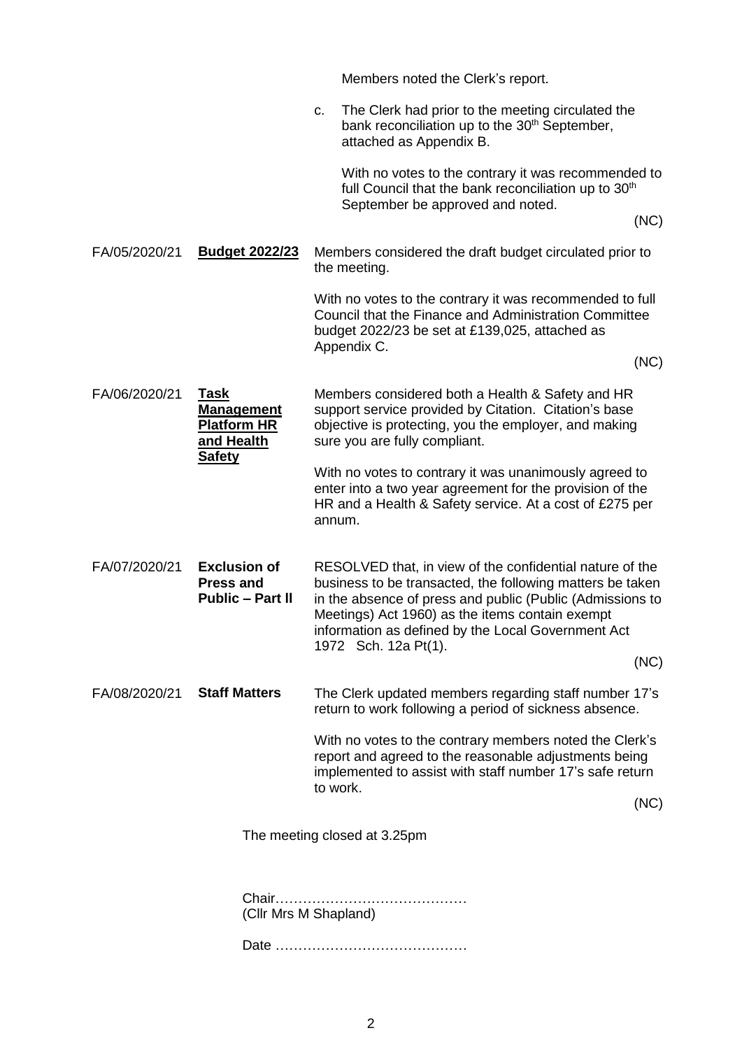Members noted the Clerk's report.

c. The Clerk had prior to the meeting circulated the bank reconciliation up to the 30th September, attached as Appendix B.

With no votes to the contrary it was recommended to full Council that the bank reconciliation up to 30th September be approved and noted.

(NC)

| | | |
|---|---|---|
| FA/05/2020/21 | **Budget 2022/23** | Members considered the draft budget circulated prior to the meeting.<br><br>With no votes to the contrary it was recommended to full Council that the Finance and Administration Committee budget 2022/23 be set at £139,025, attached as Appendix C.<br><br>(NC) |
| FA/06/2020/21 | **Task Management Platform HR and Health Safety** | Members considered both a Health & Safety and HR support service provided by Citation. Citation's base objective is protecting, you the employer, and making sure you are fully compliant.<br><br>With no votes to contrary it was unanimously agreed to enter into a two year agreement for the provision of the HR and a Health & Safety service. At a cost of £275 per annum. |
| FA/07/2020/21 | **Exclusion of Press and Public – Part ll** | RESOLVED that, in view of the confidential nature of the business to be transacted, the following matters be taken in the absence of press and public (Public (Admissions to Meetings) Act 1960) as the items contain exempt information as defined by the Local Government Act 1972 Sch. 12a Pt(1).<br><br>(NC) |
| FA/08/2020/21 | **Staff Matters** | The Clerk updated members regarding staff number 17's return to work following a period of sickness absence.<br><br>With no votes to the contrary members noted the Clerk's report and agreed to the reasonable adjustments being implemented to assist with staff number 17's safe return to work.<br><br>(NC) |

The meeting closed at 3.25pm

Chair……………………………………
(Cllr Mrs M Shapland)

Date ……………………………………